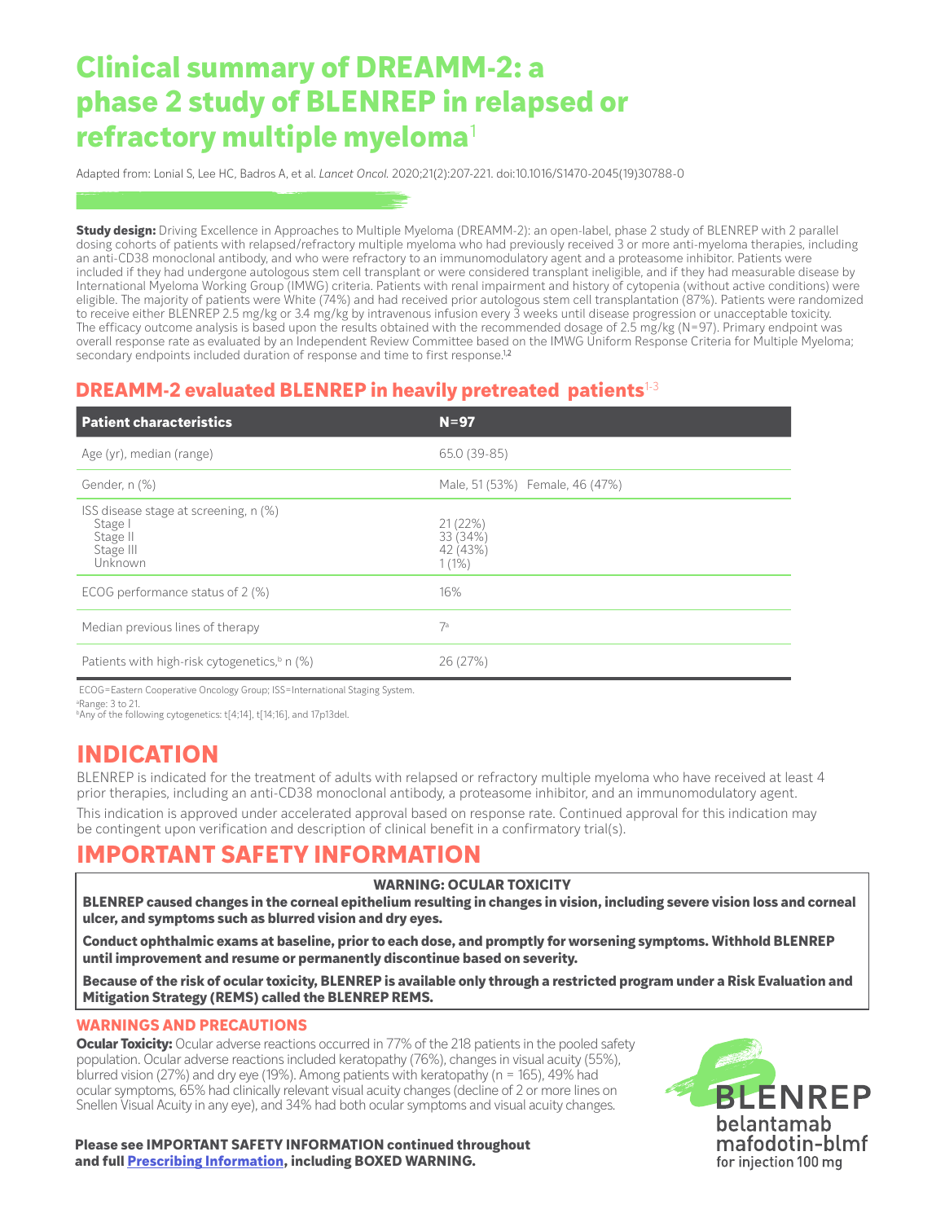# Clinical summary of DREAMM-2: a phase 2 study of BLENREP in relapsed or refractory multiple myeloma[1]

Adapted from: Lonial S, Lee HC, Badros A, et al. *Lancet Oncol.* 2020;21(2):207-221. doi:10.1016/S1470-2045(19)30788-0

**Study design:** Driving Excellence in Approaches to Multiple Myeloma (DREAMM-2): an open-label, phase 2 study of BLENREP with 2 parallel dosing cohorts of patients with relapsed/refractory multiple myeloma who had previously received 3 or more anti-myeloma therapies, including an anti-CD38 monoclonal antibody, and who were refractory to an immunomodulatory agent and a proteasome inhibitor. Patients were included if they had undergone autologous stem cell transplant or were considered transplant ineligible, and if they had measurable disease by International Myeloma Working Group (IMWG) criteria. Patients with renal impairment and history of cytopenia (without active conditions) were eligible. The majority of patients were White (74%) and had received prior autologous stem cell transplantation (87%). Patients were randomized to receive either BLENREP 2.5 mg/kg or 3.4 mg/kg by intravenous infusion every 3 weeks until disease progression or unacceptable toxicity. The efficacy outcome analysis is based upon the results obtained with the recommended dosage of 2.5 mg/kg (N=97). Primary endpoint was overall response rate as evaluated by an Independent Review Committee based on the IMWG Uniform Response Criteria for Multiple Myeloma; secondary endpoints included duration of response and time to first response.[1,2]

## DREAMM-2 evaluated BLENREP in heavily pretreated patients[1-3]

| Patient characteristics | N=97 |
|---|---|
| Age (yr), median (range) | 65.0 (39-85) |
| Gender, n (%) | Male, 51 (53%) Female, 46 (47%) |
| ISS disease stage at screening, n (%) | |
| Stage I | 21 (22%) |
| Stage II | 33 (34%) |
| Stage III | 42 (43%) |
| Unknown | 1 (1%) |
| ECOG performance status of 2 (%) | 16% |
| Median previous lines of therapy | 7[a] |
| Patients with high-risk cytogenetics,[b] n (%) | 26 (27%) |

ECOG=Eastern Cooperative Oncology Group; ISS=International Staging System.

[a]Range: 3 to 21.
[b]Any of the following cytogenetics: t[4;14], t[14;16], and 17p13del.

# INDICATION

BLENREP is indicated for the treatment of adults with relapsed or refractory multiple myeloma who have received at least 4 prior therapies, including an anti-CD38 monoclonal antibody, a proteasome inhibitor, and an immunomodulatory agent.

This indication is approved under accelerated approval based on response rate. Continued approval for this indication may be contingent upon verification and description of clinical benefit in a confirmatory trial(s).

# IMPORTANT SAFETY INFORMATION

**WARNING: OCULAR TOXICITY**

**BLENREP caused changes in the corneal epithelium resulting in changes in vision, including severe vision loss and corneal ulcer, and symptoms such as blurred vision and dry eyes.**

**Conduct ophthalmic exams at baseline, prior to each dose, and promptly for worsening symptoms. Withhold BLENREP until improvement and resume or permanently discontinue based on severity.**

**Because of the risk of ocular toxicity, BLENREP is available only through a restricted program under a Risk Evaluation and Mitigation Strategy (REMS) called the BLENREP REMS.**

## WARNINGS AND PRECAUTIONS

**Ocular Toxicity:** Ocular adverse reactions occurred in 77% of the 218 patients in the pooled safety population. Ocular adverse reactions included keratopathy (76%), changes in visual acuity (55%), blurred vision (27%) and dry eye (19%). Among patients with keratopathy (n = 165), 49% had ocular symptoms, 65% had clinically relevant visual acuity changes (decline of 2 or more lines on Snellen Visual Acuity in any eye), and 34% had both ocular symptoms and visual acuity changes.

**Please see IMPORTANT SAFETY INFORMATION continued throughout and full Prescribing Information, including BOXED WARNING.**

BLENREP
belantamab mafodotin-blmf
for injection 100 mg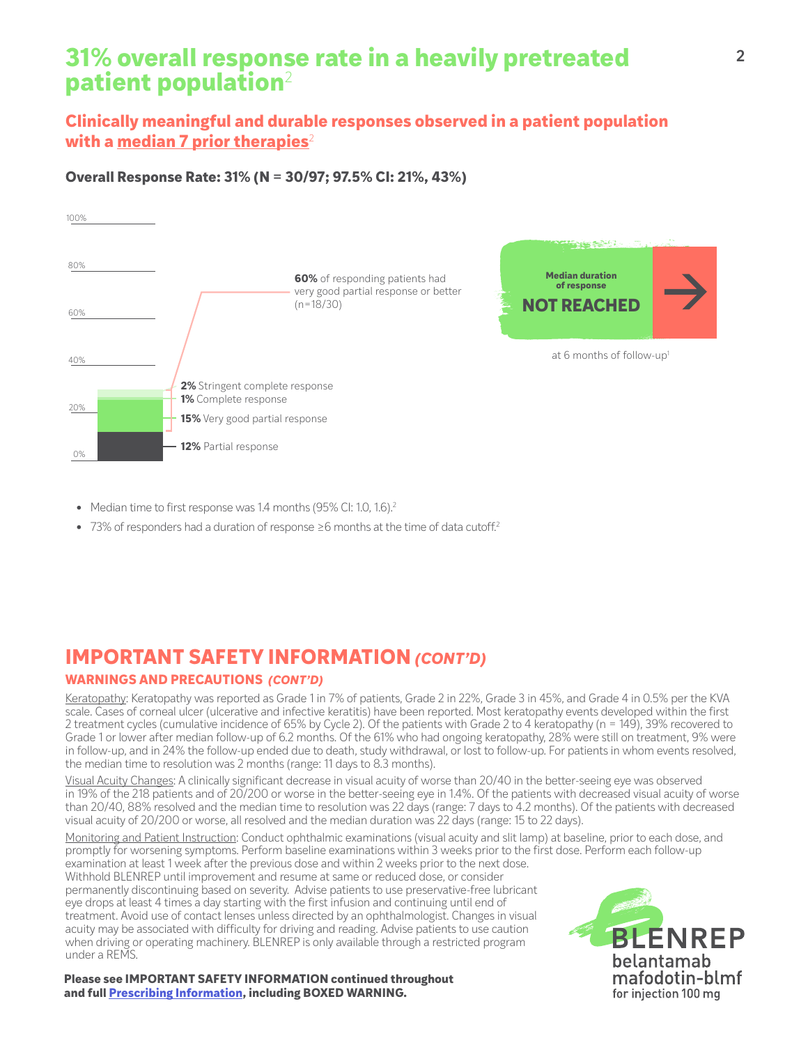# 31% overall response rate in a heavily pretreated patient population[2]

## Clinically meaningful and durable responses observed in a patient population with a median 7 prior therapies[2]

**Overall Response Rate: 31% (N = 30/97; 97.5% CI: 21%, 43%)**

**60%** of responding patients had very good partial response or better (n=18/30)

- **2%** Stringent complete response
- **1%** Complete response
- **15%** Very good partial response
- **12%** Partial response

**Median duration of response**

**NOT REACHED**

at 6 months of follow-up[1]

- Median time to first response was 1.4 months (95% CI: 1.0, 1.6).[2]
- 73% of responders had a duration of response ≥6 months at the time of data cutoff.[2]

## IMPORTANT SAFETY INFORMATION *(CONT'D)*

### WARNINGS AND PRECAUTIONS *(CONT'D)*

Keratopathy: Keratopathy was reported as Grade 1 in 7% of patients, Grade 2 in 22%, Grade 3 in 45%, and Grade 4 in 0.5% per the KVA scale. Cases of corneal ulcer (ulcerative and infective keratitis) have been reported. Most keratopathy events developed within the first 2 treatment cycles (cumulative incidence of 65% by Cycle 2). Of the patients with Grade 2 to 4 keratopathy (n = 149), 39% recovered to Grade 1 or lower after median follow-up of 6.2 months. Of the 61% who had ongoing keratopathy, 28% were still on treatment, 9% were in follow-up, and in 24% the follow-up ended due to death, study withdrawal, or lost to follow-up. For patients in whom events resolved, the median time to resolution was 2 months (range: 11 days to 8.3 months).

Visual Acuity Changes: A clinically significant decrease in visual acuity of worse than 20/40 in the better-seeing eye was observed in 19% of the 218 patients and of 20/200 or worse in the better-seeing eye in 1.4%. Of the patients with decreased visual acuity of worse than 20/40, 88% resolved and the median time to resolution was 22 days (range: 7 days to 4.2 months). Of the patients with decreased visual acuity of 20/200 or worse, all resolved and the median duration was 22 days (range: 15 to 22 days).

Monitoring and Patient Instruction: Conduct ophthalmic examinations (visual acuity and slit lamp) at baseline, prior to each dose, and promptly for worsening symptoms. Perform baseline examinations within 3 weeks prior to the first dose. Perform each follow-up examination at least 1 week after the previous dose and within 2 weeks prior to the next dose. Withhold BLENREP until improvement and resume at same or reduced dose, or consider permanently discontinuing based on severity. Advise patients to use preservative-free lubricant eye drops at least 4 times a day starting with the first infusion and continuing until end of treatment. Avoid use of contact lenses unless directed by an ophthalmologist. Changes in visual acuity may be associated with difficulty for driving and reading. Advise patients to use caution when driving or operating machinery. BLENREP is only available through a restricted program under a REMS.

**Please see IMPORTANT SAFETY INFORMATION continued throughout and full Prescribing Information, including BOXED WARNING.**

BLENREP belantamab mafodotin-blmf for injection 100 mg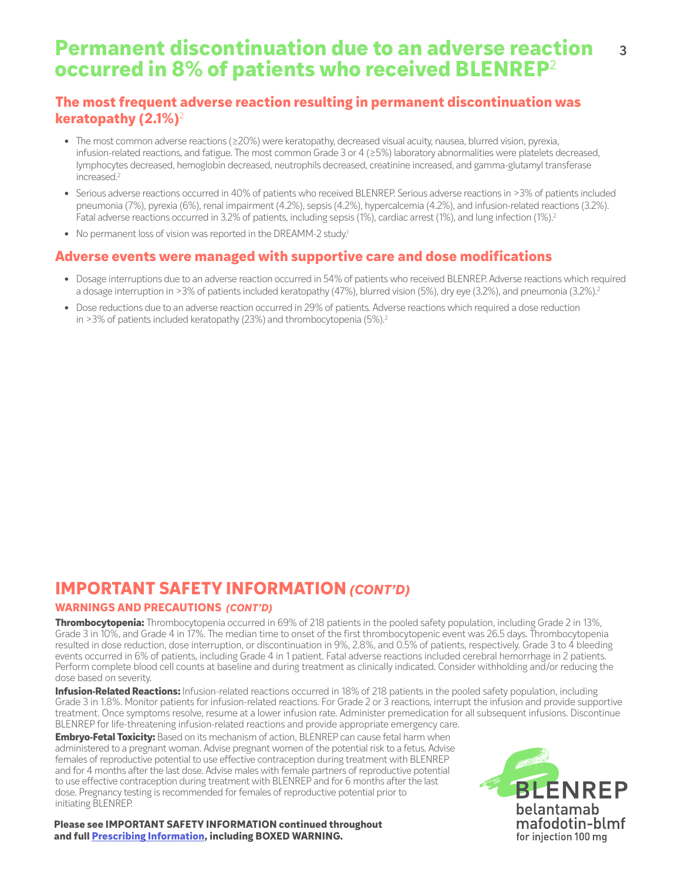# Permanent discontinuation due to an adverse reaction occurred in 8% of patients who received BLENREP[2]

## The most frequent adverse reaction resulting in permanent discontinuation was keratopathy (2.1%)[2]

- The most common adverse reactions (≥20%) were keratopathy, decreased visual acuity, nausea, blurred vision, pyrexia, infusion-related reactions, and fatigue. The most common Grade 3 or 4 (≥5%) laboratory abnormalities were platelets decreased, lymphocytes decreased, hemoglobin decreased, neutrophils decreased, creatinine increased, and gamma-glutamyl transferase increased.[2]
- Serious adverse reactions occurred in 40% of patients who received BLENREP. Serious adverse reactions in >3% of patients included pneumonia (7%), pyrexia (6%), renal impairment (4.2%), sepsis (4.2%), hypercalcemia (4.2%), and infusion-related reactions (3.2%). Fatal adverse reactions occurred in 3.2% of patients, including sepsis (1%), cardiac arrest (1%), and lung infection (1%).[2]
- No permanent loss of vision was reported in the DREAMM-2 study.[1]

## Adverse events were managed with supportive care and dose modifications

- Dosage interruptions due to an adverse reaction occurred in 54% of patients who received BLENREP. Adverse reactions which required a dosage interruption in >3% of patients included keratopathy (47%), blurred vision (5%), dry eye (3.2%), and pneumonia (3.2%).[2]
- Dose reductions due to an adverse reaction occurred in 29% of patients. Adverse reactions which required a dose reduction in >3% of patients included keratopathy (23%) and thrombocytopenia (5%).[2]

# IMPORTANT SAFETY INFORMATION *(CONT'D)*

### WARNINGS AND PRECAUTIONS *(CONT'D)*

**Thrombocytopenia:** Thrombocytopenia occurred in 69% of 218 patients in the pooled safety population, including Grade 2 in 13%, Grade 3 in 10%, and Grade 4 in 17%. The median time to onset of the first thrombocytopenic event was 26.5 days. Thrombocytopenia resulted in dose reduction, dose interruption, or discontinuation in 9%, 2.8%, and 0.5% of patients, respectively. Grade 3 to 4 bleeding events occurred in 6% of patients, including Grade 4 in 1 patient. Fatal adverse reactions included cerebral hemorrhage in 2 patients. Perform complete blood cell counts at baseline and during treatment as clinically indicated. Consider withholding and/or reducing the dose based on severity.

**Infusion-Related Reactions:** Infusion-related reactions occurred in 18% of 218 patients in the pooled safety population, including Grade 3 in 1.8%. Monitor patients for infusion-related reactions. For Grade 2 or 3 reactions, interrupt the infusion and provide supportive treatment. Once symptoms resolve, resume at a lower infusion rate. Administer premedication for all subsequent infusions. Discontinue BLENREP for life-threatening infusion-related reactions and provide appropriate emergency care.

**Embryo-Fetal Toxicity:** Based on its mechanism of action, BLENREP can cause fetal harm when administered to a pregnant woman. Advise pregnant women of the potential risk to a fetus. Advise females of reproductive potential to use effective contraception during treatment with BLENREP and for 4 months after the last dose. Advise males with female partners of reproductive potential to use effective contraception during treatment with BLENREP and for 6 months after the last dose. Pregnancy testing is recommended for females of reproductive potential prior to initiating BLENREP.

**Please see IMPORTANT SAFETY INFORMATION continued throughout and full Prescribing Information, including BOXED WARNING.**

BLENREP belantamab mafodotin-blmf for injection 100 mg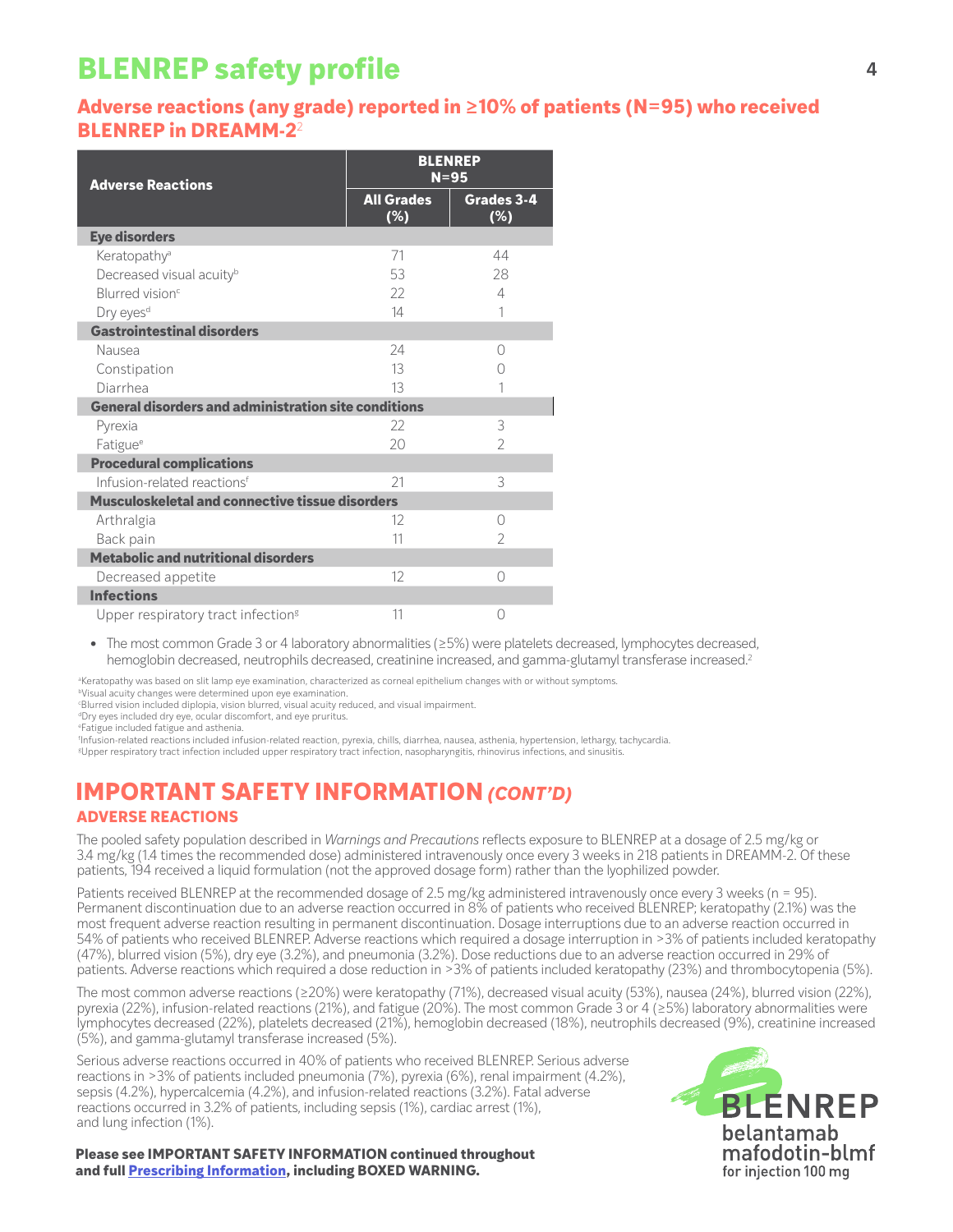# BLENREP safety profile

## Adverse reactions (any grade) reported in ≥10% of patients (N=95) who received BLENREP in DREAMM-2[2]

| Adverse Reactions | BLENREP N=95 | |
|---|---|---|
| | **All Grades (%)** | **Grades 3-4 (%)** |
| **Eye disorders** | | |
| Keratopathy[a] | 71 | 44 |
| Decreased visual acuity[b] | 53 | 28 |
| Blurred vision[c] | 22 | 4 |
| Dry eyes[d] | 14 | 1 |
| **Gastrointestinal disorders** | | |
| Nausea | 24 | 0 |
| Constipation | 13 | 0 |
| Diarrhea | 13 | 1 |
| **General disorders and administration site conditions** | | |
| Pyrexia | 22 | 3 |
| Fatigue[e] | 20 | 2 |
| **Procedural complications** | | |
| Infusion-related reactions[f] | 21 | 3 |
| **Musculoskeletal and connective tissue disorders** | | |
| Arthralgia | 12 | 0 |
| Back pain | 11 | 2 |
| **Metabolic and nutritional disorders** | | |
| Decreased appetite | 12 | 0 |
| **Infections** | | |
| Upper respiratory tract infection[g] | 11 | 0 |

- The most common Grade 3 or 4 laboratory abnormalities (≥5%) were platelets decreased, lymphocytes decreased, hemoglobin decreased, neutrophils decreased, creatinine increased, and gamma-glutamyl transferase increased.[2]

[a]Keratopathy was based on slit lamp eye examination, characterized as corneal epithelium changes with or without symptoms.
[b]Visual acuity changes were determined upon eye examination.
[c]Blurred vision included diplopia, vision blurred, visual acuity reduced, and visual impairment.
[d]Dry eyes included dry eye, ocular discomfort, and eye pruritus.
[e]Fatigue included fatigue and asthenia.
[f]Infusion-related reactions included infusion-related reaction, pyrexia, chills, diarrhea, nausea, asthenia, hypertension, lethargy, tachycardia.
[g]Upper respiratory tract infection included upper respiratory tract infection, nasopharyngitis, rhinovirus infections, and sinusitis.

# IMPORTANT SAFETY INFORMATION *(CONT'D)*

## ADVERSE REACTIONS

The pooled safety population described in *Warnings and Precautions* reflects exposure to BLENREP at a dosage of 2.5 mg/kg or 3.4 mg/kg (1.4 times the recommended dose) administered intravenously once every 3 weeks in 218 patients in DREAMM-2. Of these patients, 194 received a liquid formulation (not the approved dosage form) rather than the lyophilized powder.

Patients received BLENREP at the recommended dosage of 2.5 mg/kg administered intravenously once every 3 weeks (n = 95). Permanent discontinuation due to an adverse reaction occurred in 8% of patients who received BLENREP; keratopathy (2.1%) was the most frequent adverse reaction resulting in permanent discontinuation. Dosage interruptions due to an adverse reaction occurred in 54% of patients who received BLENREP. Adverse reactions which required a dosage interruption in >3% of patients included keratopathy (47%), blurred vision (5%), dry eye (3.2%), and pneumonia (3.2%). Dose reductions due to an adverse reaction occurred in 29% of patients. Adverse reactions which required a dose reduction in >3% of patients included keratopathy (23%) and thrombocytopenia (5%).

The most common adverse reactions (≥20%) were keratopathy (71%), decreased visual acuity (53%), nausea (24%), blurred vision (22%), pyrexia (22%), infusion-related reactions (21%), and fatigue (20%). The most common Grade 3 or 4 (≥5%) laboratory abnormalities were lymphocytes decreased (22%), platelets decreased (21%), hemoglobin decreased (18%), neutrophils decreased (9%), creatinine increased (5%), and gamma-glutamyl transferase increased (5%).

Serious adverse reactions occurred in 40% of patients who received BLENREP. Serious adverse reactions in >3% of patients included pneumonia (7%), pyrexia (6%), renal impairment (4.2%), sepsis (4.2%), hypercalcemia (4.2%), and infusion-related reactions (3.2%). Fatal adverse reactions occurred in 3.2% of patients, including sepsis (1%), cardiac arrest (1%), and lung infection (1%).

**Please see IMPORTANT SAFETY INFORMATION continued throughout and full Prescribing Information, including BOXED WARNING.**

BLENREP
belantamab mafodotin-blmf
for injection 100 mg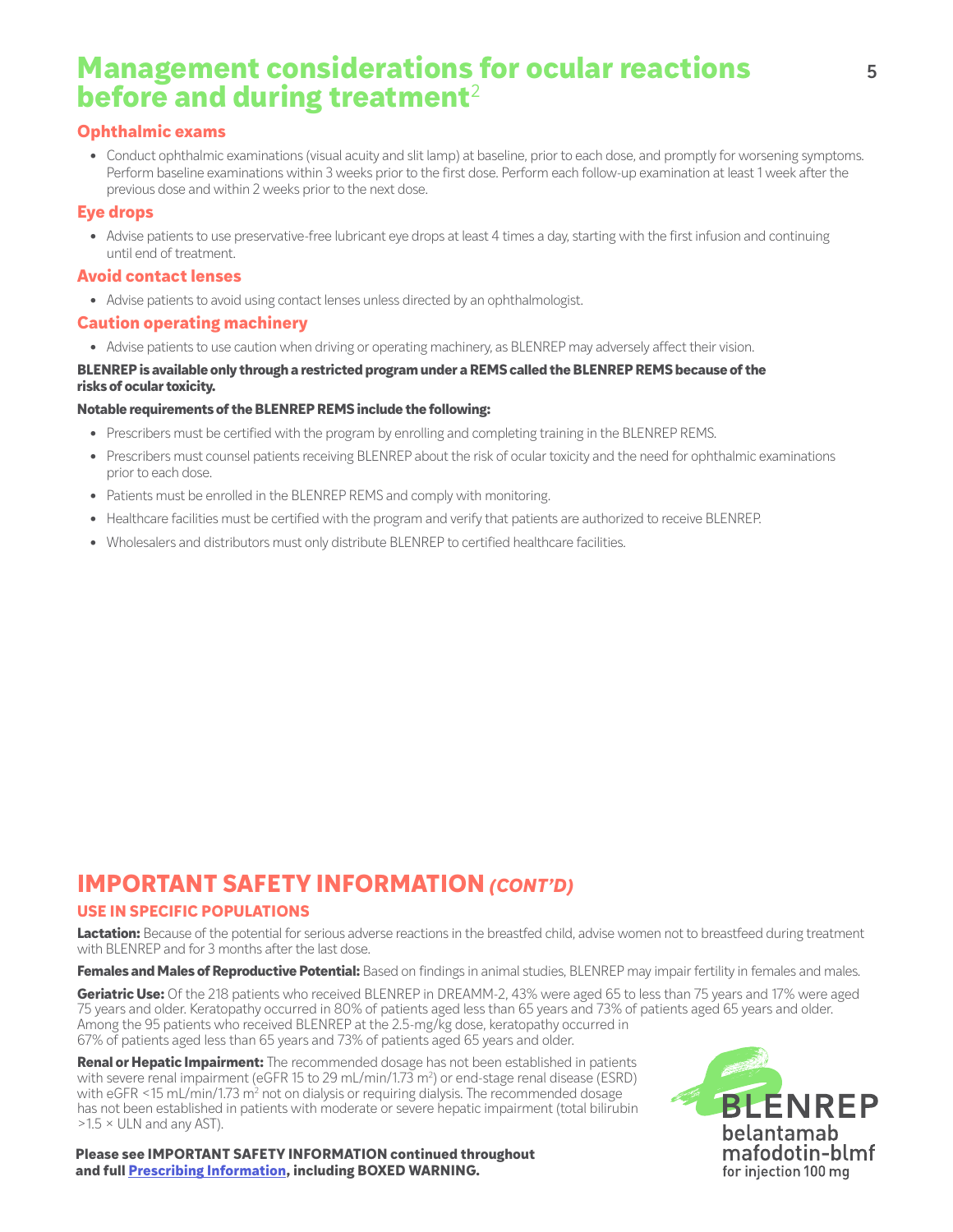# Management considerations for ocular reactions before and during treatment[2]

### Ophthalmic exams

- Conduct ophthalmic examinations (visual acuity and slit lamp) at baseline, prior to each dose, and promptly for worsening symptoms. Perform baseline examinations within 3 weeks prior to the first dose. Perform each follow-up examination at least 1 week after the previous dose and within 2 weeks prior to the next dose.

### Eye drops

- Advise patients to use preservative-free lubricant eye drops at least 4 times a day, starting with the first infusion and continuing until end of treatment.

### Avoid contact lenses

- Advise patients to avoid using contact lenses unless directed by an ophthalmologist.

### Caution operating machinery

- Advise patients to use caution when driving or operating machinery, as BLENREP may adversely affect their vision.

**BLENREP is available only through a restricted program under a REMS called the BLENREP REMS because of the risks of ocular toxicity.**

**Notable requirements of the BLENREP REMS include the following:**

- Prescribers must be certified with the program by enrolling and completing training in the BLENREP REMS.
- Prescribers must counsel patients receiving BLENREP about the risk of ocular toxicity and the need for ophthalmic examinations prior to each dose.
- Patients must be enrolled in the BLENREP REMS and comply with monitoring.
- Healthcare facilities must be certified with the program and verify that patients are authorized to receive BLENREP.
- Wholesalers and distributors must only distribute BLENREP to certified healthcare facilities.

## IMPORTANT SAFETY INFORMATION *(CONT'D)*

### USE IN SPECIFIC POPULATIONS

**Lactation:** Because of the potential for serious adverse reactions in the breastfed child, advise women not to breastfeed during treatment with BLENREP and for 3 months after the last dose.

**Females and Males of Reproductive Potential:** Based on findings in animal studies, BLENREP may impair fertility in females and males.

**Geriatric Use:** Of the 218 patients who received BLENREP in DREAMM-2, 43% were aged 65 to less than 75 years and 17% were aged 75 years and older. Keratopathy occurred in 80% of patients aged less than 65 years and 73% of patients aged 65 years and older. Among the 95 patients who received BLENREP at the 2.5-mg/kg dose, keratopathy occurred in 67% of patients aged less than 65 years and 73% of patients aged 65 years and older.

**Renal or Hepatic Impairment:** The recommended dosage has not been established in patients with severe renal impairment (eGFR 15 to 29 mL/min/1.73 m$^2$) or end-stage renal disease (ESRD) with eGFR <15 mL/min/1.73 m$^2$ not on dialysis or requiring dialysis. The recommended dosage has not been established in patients with moderate or severe hepatic impairment (total bilirubin >1.5 × ULN and any AST).

**Please see IMPORTANT SAFETY INFORMATION continued throughout and full Prescribing Information, including BOXED WARNING.**

BLENREP
belantamab mafodotin-blmf
for injection 100 mg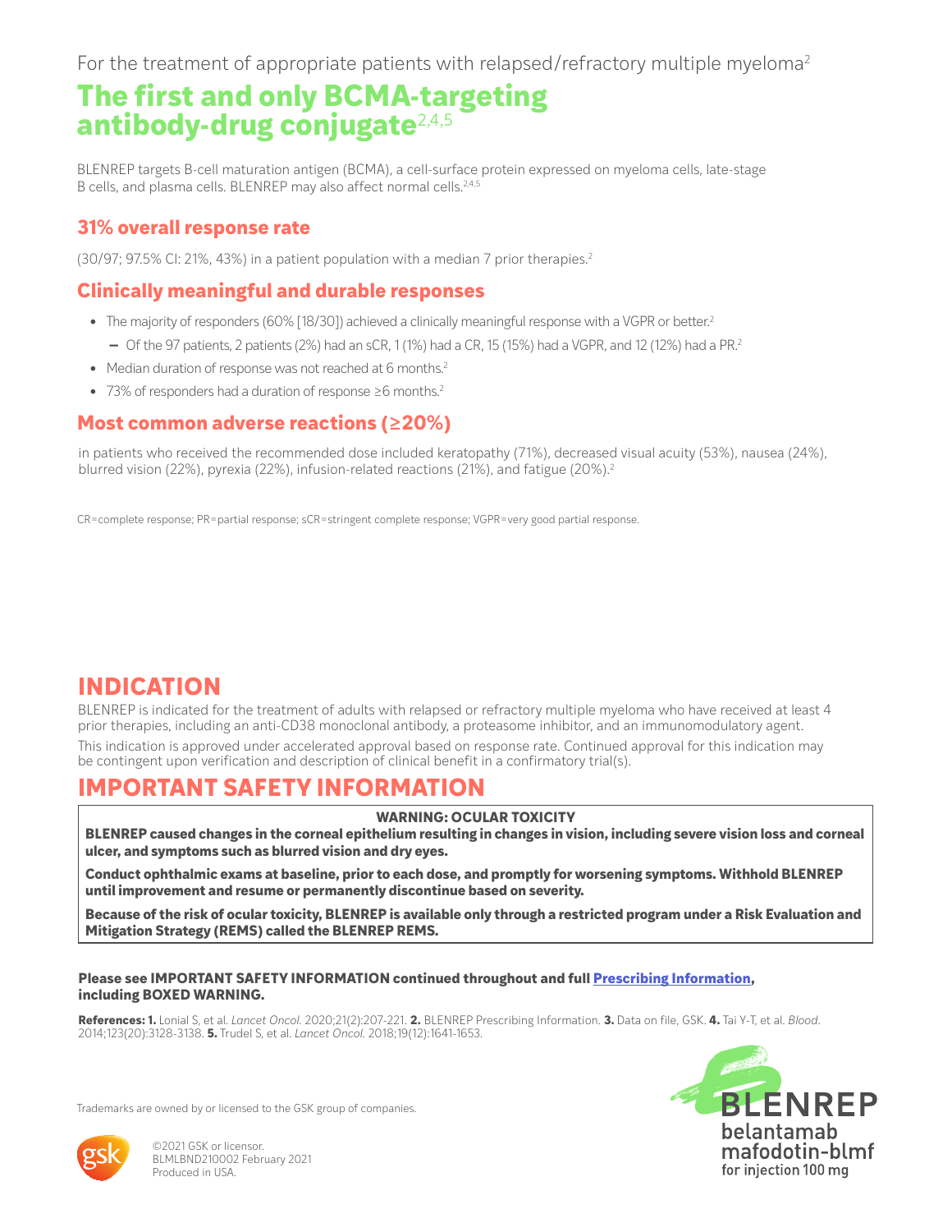For the treatment of appropriate patients with relapsed/refractory multiple myeloma[2]

# The first and only BCMA-targeting antibody-drug conjugate[2,4,5]

BLENREP targets B-cell maturation antigen (BCMA), a cell-surface protein expressed on myeloma cells, late-stage B cells, and plasma cells. BLENREP may also affect normal cells.[2,4,5]

## 31% overall response rate

(30/97; 97.5% CI: 21%, 43%) in a patient population with a median 7 prior therapies.[2]

## Clinically meaningful and durable responses

- The majority of responders (60% [18/30]) achieved a clinically meaningful response with a VGPR or better.[2]
  - Of the 97 patients, 2 patients (2%) had an sCR, 1 (1%) had a CR, 15 (15%) had a VGPR, and 12 (12%) had a PR.[2]
- Median duration of response was not reached at 6 months.[2]
- 73% of responders had a duration of response ≥6 months.[2]

## Most common adverse reactions (≥20%)

in patients who received the recommended dose included keratopathy (71%), decreased visual acuity (53%), nausea (24%), blurred vision (22%), pyrexia (22%), infusion-related reactions (21%), and fatigue (20%).[2]

CR=complete response; PR=partial response; sCR=stringent complete response; VGPR=very good partial response.

# INDICATION

BLENREP is indicated for the treatment of adults with relapsed or refractory multiple myeloma who have received at least 4 prior therapies, including an anti-CD38 monoclonal antibody, a proteasome inhibitor, and an immunomodulatory agent.

This indication is approved under accelerated approval based on response rate. Continued approval for this indication may be contingent upon verification and description of clinical benefit in a confirmatory trial(s).

# IMPORTANT SAFETY INFORMATION

**WARNING: OCULAR TOXICITY**

**BLENREP caused changes in the corneal epithelium resulting in changes in vision, including severe vision loss and corneal ulcer, and symptoms such as blurred vision and dry eyes.**

**Conduct ophthalmic exams at baseline, prior to each dose, and promptly for worsening symptoms. Withhold BLENREP until improvement and resume or permanently discontinue based on severity.**

**Because of the risk of ocular toxicity, BLENREP is available only through a restricted program under a Risk Evaluation and Mitigation Strategy (REMS) called the BLENREP REMS.**

**Please see IMPORTANT SAFETY INFORMATION continued throughout and full Prescribing Information, including BOXED WARNING.**

**References: 1.** Lonial S, et al. *Lancet Oncol.* 2020;21(2):207-221. **2.** BLENREP Prescribing Information. **3.** Data on file, GSK. **4.** Tai Y-T, et al. *Blood*. 2014;123(20):3128-3138. **5.** Trudel S, et al. *Lancet Oncol.* 2018;19(12):1641-1653.

Trademarks are owned by or licensed to the GSK group of companies.

©2021 GSK or licensor.
BLMLBND210002 February 2021
Produced in USA.

BLENREP
belantamab mafodotin-blmf
for injection 100 mg